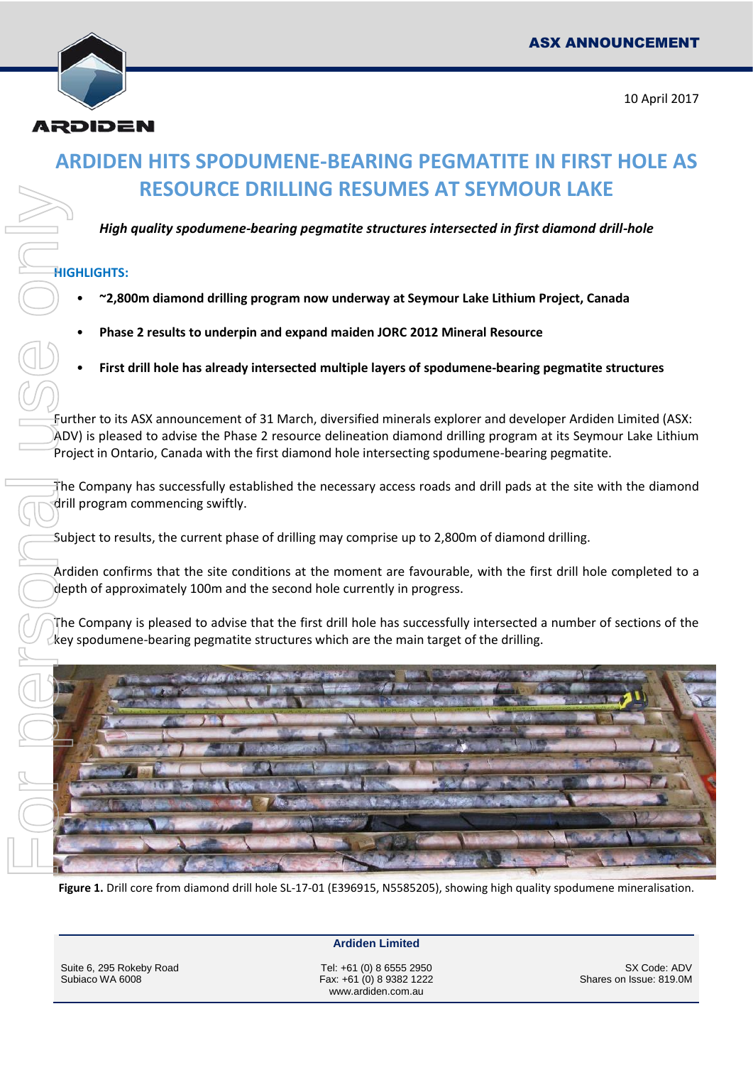ASX ANNOUNCEMENT

10 April 2017

# ARDIDEN HITS SPODUMENE-BEARING PEGMATITE IN FIRST HOLE AS RESOURCE DRILLING RESUMES AT SEYMOUR LAKE

***High quality spodumene-bearing pegmatite structures intersected in first diamond drill-hole***

## HIGHLIGHTS:

- **~2,800m diamond drilling program now underway at Seymour Lake Lithium Project, Canada**
- **Phase 2 results to underpin and expand maiden JORC 2012 Mineral Resource**
- **First drill hole has already intersected multiple layers of spodumene-bearing pegmatite structures**

Further to its ASX announcement of 31 March, diversified minerals explorer and developer Ardiden Limited (ASX: ADV) is pleased to advise the Phase 2 resource delineation diamond drilling program at its Seymour Lake Lithium Project in Ontario, Canada with the first diamond hole intersecting spodumene-bearing pegmatite.

The Company has successfully established the necessary access roads and drill pads at the site with the diamond drill program commencing swiftly.

Subject to results, the current phase of drilling may comprise up to 2,800m of diamond drilling.

Ardiden confirms that the site conditions at the moment are favourable, with the first drill hole completed to a depth of approximately 100m and the second hole currently in progress.

The Company is pleased to advise that the first drill hole has successfully intersected a number of sections of the key spodumene-bearing pegmatite structures which are the main target of the drilling.

**Figure 1.** Drill core from diamond drill hole SL-17-01 (E396915, N5585205), showing high quality spodumene mineralisation.

**Ardiden Limited**

Suite 6, 295 Rokeby Road
Subiaco WA 6008

Tel: +61 (0) 8 6555 2950
Fax: +61 (0) 8 9382 1222
www.ardiden.com.au

SX Code: ADV
Shares on Issue: 819.0M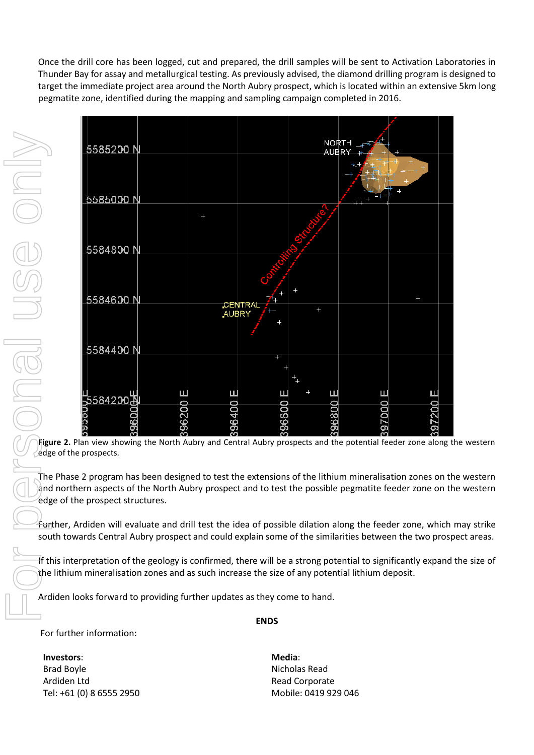Once the drill core has been logged, cut and prepared, the drill samples will be sent to Activation Laboratories in Thunder Bay for assay and metallurgical testing. As previously advised, the diamond drilling program is designed to target the immediate project area around the North Aubry prospect, which is located within an extensive 5km long pegmatite zone, identified during the mapping and sampling campaign completed in 2016.

**Figure 2.** Plan view showing the North Aubry and Central Aubry prospects and the potential feeder zone along the western edge of the prospects.

The Phase 2 program has been designed to test the extensions of the lithium mineralisation zones on the western and northern aspects of the North Aubry prospect and to test the possible pegmatite feeder zone on the western edge of the prospect structures.

Further, Ardiden will evaluate and drill test the idea of possible dilation along the feeder zone, which may strike south towards Central Aubry prospect and could explain some of the similarities between the two prospect areas.

If this interpretation of the geology is confirmed, there will be a strong potential to significantly expand the size of the lithium mineralisation zones and as such increase the size of any potential lithium deposit.

Ardiden looks forward to providing further updates as they come to hand.

**ENDS**

For further information:

**Investors**:
Brad Boyle
Ardiden Ltd
Tel: +61 (0) 8 6555 2950

**Media**:
Nicholas Read
Read Corporate
Mobile: 0419 929 046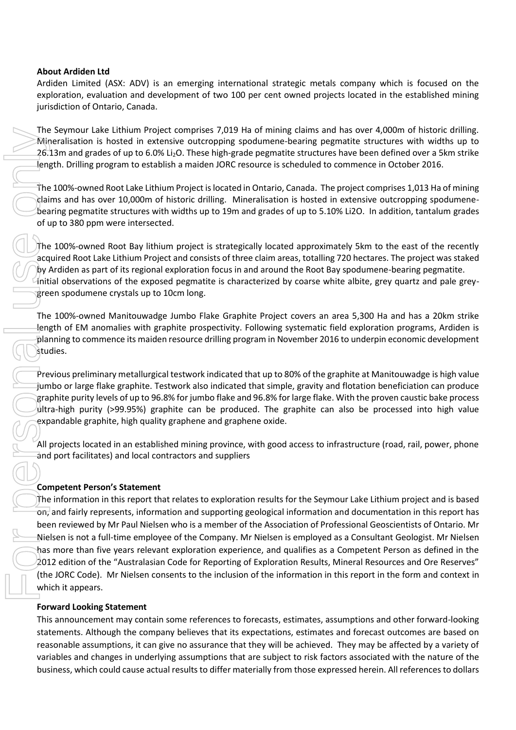**About Ardiden Ltd**

Ardiden Limited (ASX: ADV) is an emerging international strategic metals company which is focused on the exploration, evaluation and development of two 100 per cent owned projects located in the established mining jurisdiction of Ontario, Canada.

The Seymour Lake Lithium Project comprises 7,019 Ha of mining claims and has over 4,000m of historic drilling. Mineralisation is hosted in extensive outcropping spodumene-bearing pegmatite structures with widths up to 26.13m and grades of up to 6.0% $Li_2O$. These high-grade pegmatite structures have been defined over a 5km strike length. Drilling program to establish a maiden JORC resource is scheduled to commence in October 2016.

The 100%-owned Root Lake Lithium Project is located in Ontario, Canada. The project comprises 1,013 Ha of mining claims and has over 10,000m of historic drilling. Mineralisation is hosted in extensive outcropping spodumene-bearing pegmatite structures with widths up to 19m and grades of up to 5.10% Li2O. In addition, tantalum grades of up to 380 ppm were intersected.

The 100%-owned Root Bay lithium project is strategically located approximately 5km to the east of the recently acquired Root Lake Lithium Project and consists of three claim areas, totalling 720 hectares. The project was staked by Ardiden as part of its regional exploration focus in and around the Root Bay spodumene-bearing pegmatite. Initial observations of the exposed pegmatite is characterized by coarse white albite, grey quartz and pale grey-green spodumene crystals up to 10cm long.

The 100%-owned Manitouwadge Jumbo Flake Graphite Project covers an area 5,300 Ha and has a 20km strike length of EM anomalies with graphite prospectivity. Following systematic field exploration programs, Ardiden is planning to commence its maiden resource drilling program in November 2016 to underpin economic development studies.

Previous preliminary metallurgical testwork indicated that up to 80% of the graphite at Manitouwadge is high value jumbo or large flake graphite. Testwork also indicated that simple, gravity and flotation beneficiation can produce graphite purity levels of up to 96.8% for jumbo flake and 96.8% for large flake. With the proven caustic bake process ultra-high purity (>99.95%) graphite can be produced. The graphite can also be processed into high value expandable graphite, high quality graphene and graphene oxide.

All projects located in an established mining province, with good access to infrastructure (road, rail, power, phone and port facilitates) and local contractors and suppliers

**Competent Person's Statement**

The information in this report that relates to exploration results for the Seymour Lake Lithium project and is based on, and fairly represents, information and supporting geological information and documentation in this report has been reviewed by Mr Paul Nielsen who is a member of the Association of Professional Geoscientists of Ontario. Mr Nielsen is not a full-time employee of the Company. Mr Nielsen is employed as a Consultant Geologist. Mr Nielsen has more than five years relevant exploration experience, and qualifies as a Competent Person as defined in the 2012 edition of the "Australasian Code for Reporting of Exploration Results, Mineral Resources and Ore Reserves" (the JORC Code). Mr Nielsen consents to the inclusion of the information in this report in the form and context in which it appears.

**Forward Looking Statement**

This announcement may contain some references to forecasts, estimates, assumptions and other forward-looking statements. Although the company believes that its expectations, estimates and forecast outcomes are based on reasonable assumptions, it can give no assurance that they will be achieved. They may be affected by a variety of variables and changes in underlying assumptions that are subject to risk factors associated with the nature of the business, which could cause actual results to differ materially from those expressed herein. All references to dollars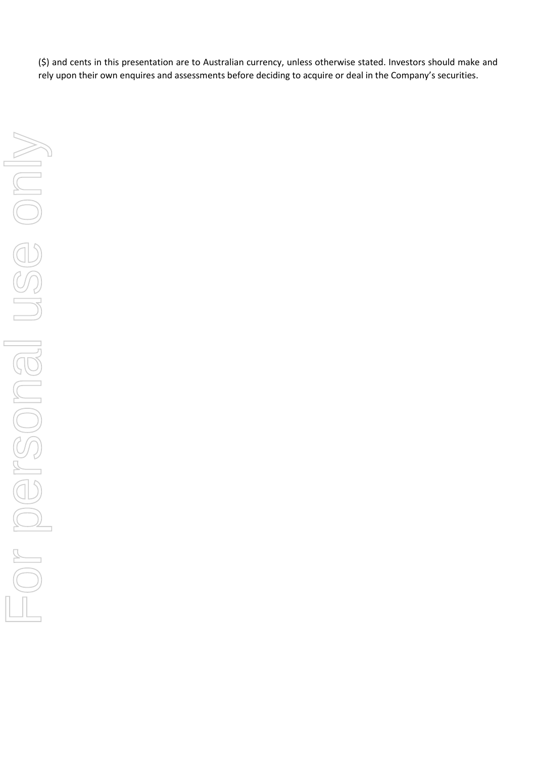($) and cents in this presentation are to Australian currency, unless otherwise stated. Investors should make and rely upon their own enquires and assessments before deciding to acquire or deal in the Company's securities.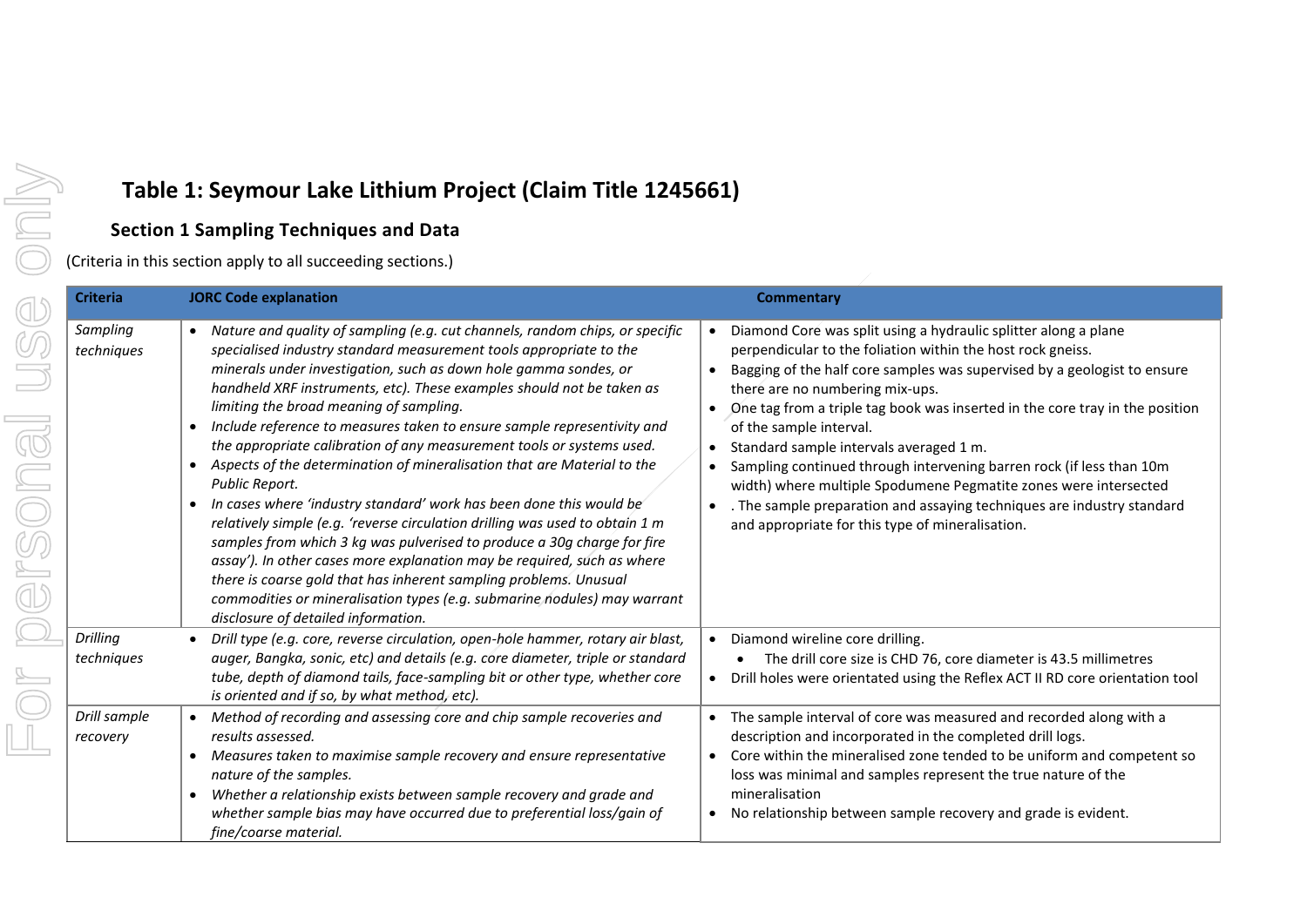# Table 1: Seymour Lake Lithium Project (Claim Title 1245661)

## Section 1 Sampling Techniques and Data

(Criteria in this section apply to all succeeding sections.)

| Criteria | JORC Code explanation | Commentary |
|---|---|---|
| *Sampling techniques* | • *Nature and quality of sampling (e.g. cut channels, random chips, or specific specialised industry standard measurement tools appropriate to the minerals under investigation, such as down hole gamma sondes, or handheld XRF instruments, etc). These examples should not be taken as limiting the broad meaning of sampling.*<br>• *Include reference to measures taken to ensure sample representivity and the appropriate calibration of any measurement tools or systems used.*<br>• *Aspects of the determination of mineralisation that are Material to the Public Report.*<br>• *In cases where 'industry standard' work has been done this would be relatively simple (e.g. 'reverse circulation drilling was used to obtain 1 m samples from which 3 kg was pulverised to produce a 30g charge for fire assay'). In other cases more explanation may be required, such as where there is coarse gold that has inherent sampling problems. Unusual commodities or mineralisation types (e.g. submarine nodules) may warrant disclosure of detailed information.* | • Diamond Core was split using a hydraulic splitter along a plane perpendicular to the foliation within the host rock gneiss.<br>• Bagging of the half core samples was supervised by a geologist to ensure there are no numbering mix-ups.<br>• One tag from a triple tag book was inserted in the core tray in the position of the sample interval.<br>• Standard sample intervals averaged 1 m.<br>• Sampling continued through intervening barren rock (if less than 10m width) where multiple Spodumene Pegmatite zones were intersected<br>• . The sample preparation and assaying techniques are industry standard and appropriate for this type of mineralisation. |
| *Drilling techniques* | • *Drill type (e.g. core, reverse circulation, open-hole hammer, rotary air blast, auger, Bangka, sonic, etc) and details (e.g. core diameter, triple or standard tube, depth of diamond tails, face-sampling bit or other type, whether core is oriented and if so, by what method, etc).* | • Diamond wireline core drilling.<br>&nbsp;&nbsp;&nbsp;&nbsp;• The drill core size is CHD 76, core diameter is 43.5 millimetres<br>• Drill holes were orientated using the Reflex ACT II RD core orientation tool |
| *Drill sample recovery* | • *Method of recording and assessing core and chip sample recoveries and results assessed.*<br>• *Measures taken to maximise sample recovery and ensure representative nature of the samples.*<br>• *Whether a relationship exists between sample recovery and grade and whether sample bias may have occurred due to preferential loss/gain of fine/coarse material.* | • The sample interval of core was measured and recorded along with a description and incorporated in the completed drill logs.<br>• Core within the mineralised zone tended to be uniform and competent so loss was minimal and samples represent the true nature of the mineralisation<br>• No relationship between sample recovery and grade is evident. |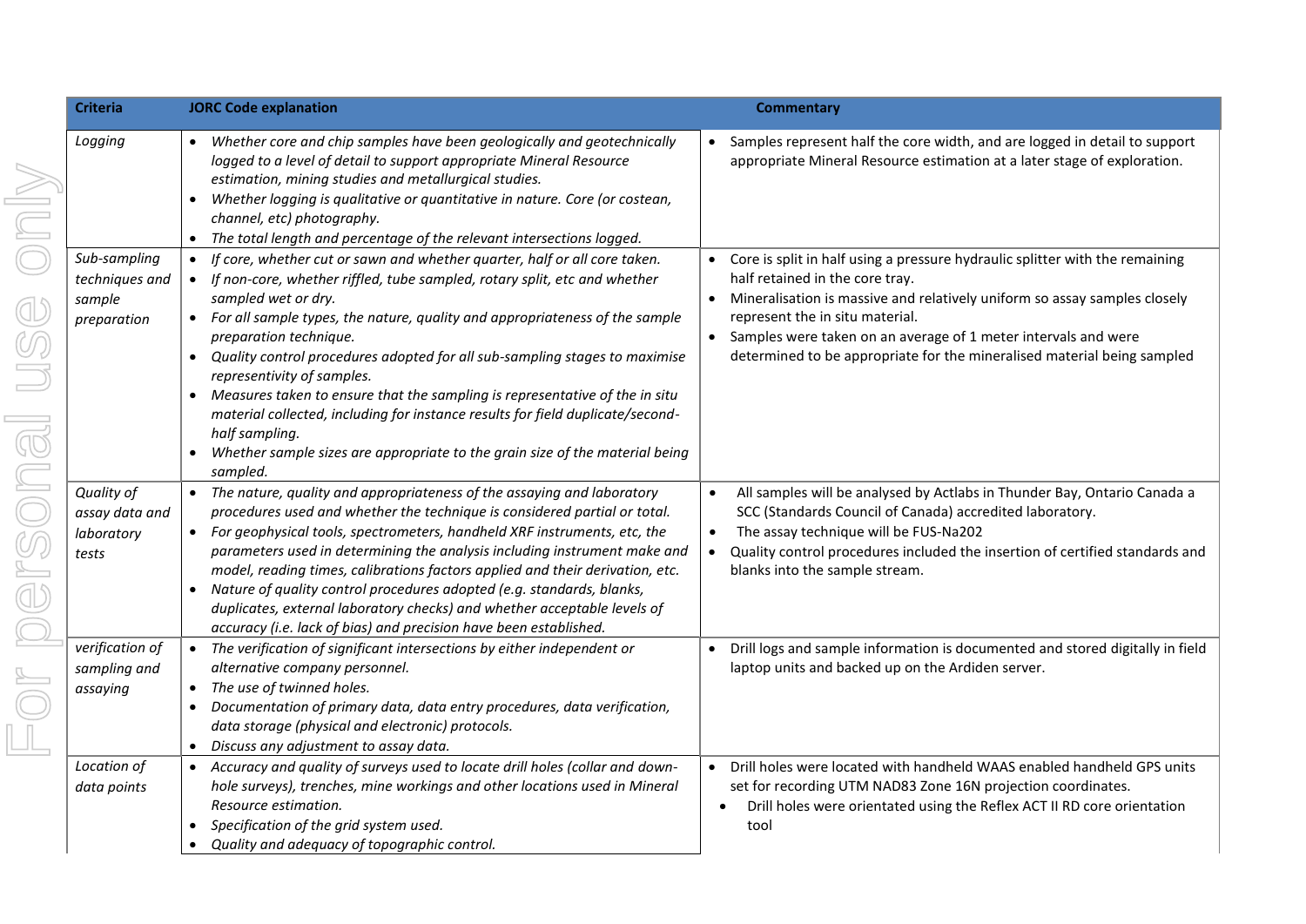| Criteria | JORC Code explanation | Commentary |
|---|---|---|
| *Logging* | • *Whether core and chip samples have been geologically and geotechnically logged to a level of detail to support appropriate Mineral Resource estimation, mining studies and metallurgical studies.*<br>• *Whether logging is qualitative or quantitative in nature. Core (or costean, channel, etc) photography.*<br>• *The total length and percentage of the relevant intersections logged.* | • Samples represent half the core width, and are logged in detail to support appropriate Mineral Resource estimation at a later stage of exploration. |
| *Sub-sampling techniques and sample preparation* | • *If core, whether cut or sawn and whether quarter, half or all core taken.*<br>• *If non-core, whether riffled, tube sampled, rotary split, etc and whether sampled wet or dry.*<br>• *For all sample types, the nature, quality and appropriateness of the sample preparation technique.*<br>• *Quality control procedures adopted for all sub-sampling stages to maximise representivity of samples.*<br>• *Measures taken to ensure that the sampling is representative of the in situ material collected, including for instance results for field duplicate/second-half sampling.*<br>• *Whether sample sizes are appropriate to the grain size of the material being sampled.* | • Core is split in half using a pressure hydraulic splitter with the remaining half retained in the core tray.<br>• Mineralisation is massive and relatively uniform so assay samples closely represent the in situ material.<br>• Samples were taken on an average of 1 meter intervals and were determined to be appropriate for the mineralised material being sampled |
| *Quality of assay data and laboratory tests* | • *The nature, quality and appropriateness of the assaying and laboratory procedures used and whether the technique is considered partial or total.*<br>• *For geophysical tools, spectrometers, handheld XRF instruments, etc, the parameters used in determining the analysis including instrument make and model, reading times, calibrations factors applied and their derivation, etc.*<br>• *Nature of quality control procedures adopted (e.g. standards, blanks, duplicates, external laboratory checks) and whether acceptable levels of accuracy (i.e. lack of bias) and precision have been established.* | • All samples will be analysed by Actlabs in Thunder Bay, Ontario Canada a SCC (Standards Council of Canada) accredited laboratory.<br>• The assay technique will be FUS-Na202<br>• Quality control procedures included the insertion of certified standards and blanks into the sample stream. |
| *verification of sampling and assaying* | • *The verification of significant intersections by either independent or alternative company personnel.*<br>• *The use of twinned holes.*<br>• *Documentation of primary data, data entry procedures, data verification, data storage (physical and electronic) protocols.*<br>• *Discuss any adjustment to assay data.* | • Drill logs and sample information is documented and stored digitally in field laptop units and backed up on the Ardiden server. |
| *Location of data points* | • *Accuracy and quality of surveys used to locate drill holes (collar and down-hole surveys), trenches, mine workings and other locations used in Mineral Resource estimation.*<br>• *Specification of the grid system used.*<br>• *Quality and adequacy of topographic control.* | • Drill holes were located with handheld WAAS enabled handheld GPS units set for recording UTM NAD83 Zone 16N projection coordinates.<br>• Drill holes were orientated using the Reflex ACT II RD core orientation tool |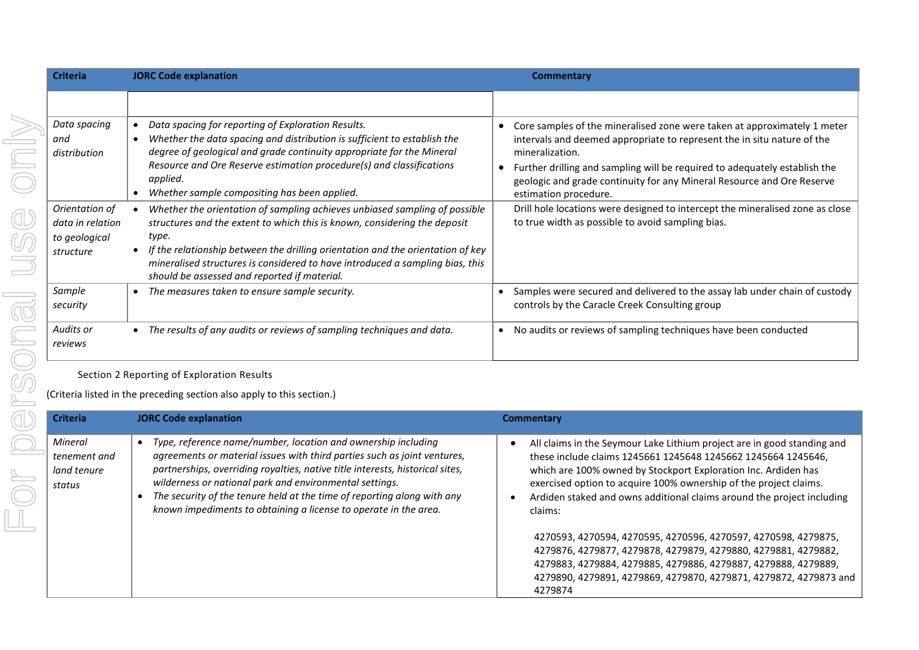| Criteria | JORC Code explanation | Commentary |
|---|---|---|
| | | |
| *Data spacing and distribution* | • *Data spacing for reporting of Exploration Results.*<br>• *Whether the data spacing and distribution is sufficient to establish the degree of geological and grade continuity appropriate for the Mineral Resource and Ore Reserve estimation procedure(s) and classifications applied.*<br>• *Whether sample compositing has been applied.* | • Core samples of the mineralised zone were taken at approximately 1 meter intervals and deemed appropriate to represent the in situ nature of the mineralization.<br>• Further drilling and sampling will be required to adequately establish the geologic and grade continuity for any Mineral Resource and Ore Reserve estimation procedure. |
| *Orientation of data in relation to geological structure* | • *Whether the orientation of sampling achieves unbiased sampling of possible structures and the extent to which this is known, considering the deposit type.*<br>• *If the relationship between the drilling orientation and the orientation of key mineralised structures is considered to have introduced a sampling bias, this should be assessed and reported if material.* | Drill hole locations were designed to intercept the mineralised zone as close to true width as possible to avoid sampling bias. |
| *Sample security* | • *The measures taken to ensure sample security.* | • Samples were secured and delivered to the assay lab under chain of custody controls by the Caracle Creek Consulting group |
| *Audits or reviews* | • *The results of any audits or reviews of sampling techniques and data.* | • No audits or reviews of sampling techniques have been conducted |

Section 2 Reporting of Exploration Results

(Criteria listed in the preceding section also apply to this section.)

| Criteria | JORC Code explanation | Commentary |
|---|---|---|
| *Mineral tenement and land tenure status* | • *Type, reference name/number, location and ownership including agreements or material issues with third parties such as joint ventures, partnerships, overriding royalties, native title interests, historical sites, wilderness or national park and environmental settings.*<br>• *The security of the tenure held at the time of reporting along with any known impediments to obtaining a license to operate in the area.* | • All claims in the Seymour Lake Lithium project are in good standing and these include claims 1245661 1245648 1245662 1245664 1245646, which are 100% owned by Stockport Exploration Inc. Ardiden has exercised option to acquire 100% ownership of the project claims.<br>• Ardiden staked and owns additional claims around the project including claims:<br><br>4270593, 4270594, 4270595, 4270596, 4270597, 4270598, 4279875, 4279876, 4279877, 4279878, 4279879, 4279880, 4279881, 4279882, 4279883, 4279884, 4279885, 4279886, 4279887, 4279888, 4279889, 4279890, 4279891, 4279869, 4279870, 4279871, 4279872, 4279873 and 4279874 |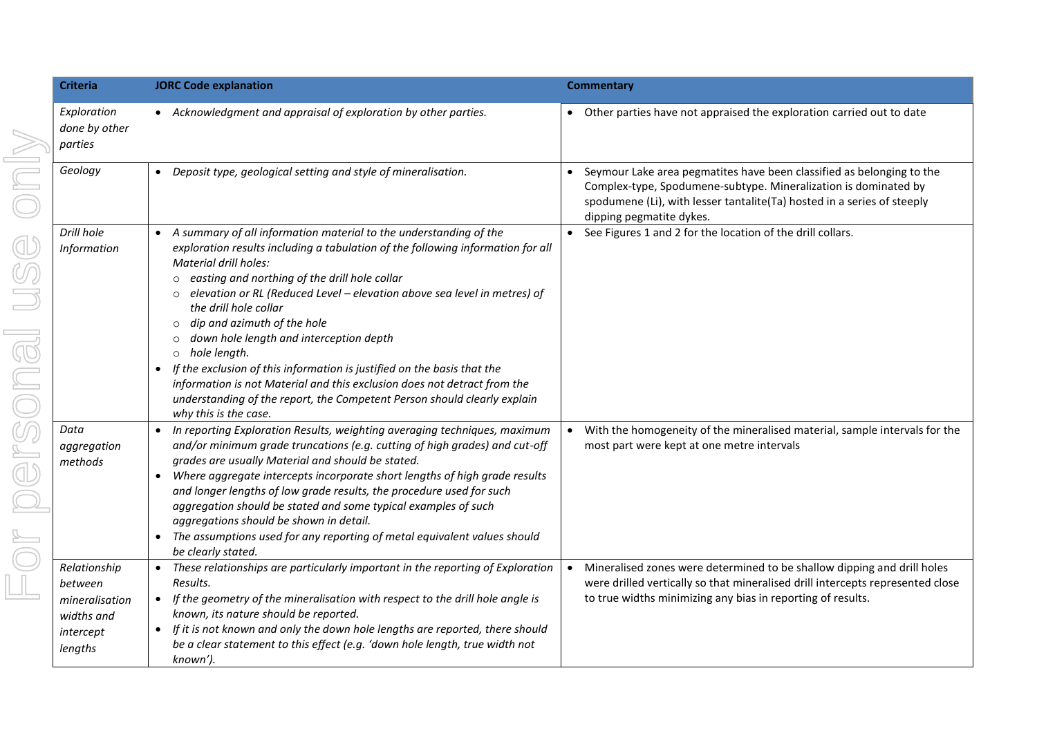| Criteria | JORC Code explanation | Commentary |
|---|---|---|
| *Exploration done by other parties* | • *Acknowledgment and appraisal of exploration by other parties.* | • Other parties have not appraised the exploration carried out to date |
| *Geology* | • *Deposit type, geological setting and style of mineralisation.* | • Seymour Lake area pegmatites have been classified as belonging to the Complex-type, Spodumene-subtype. Mineralization is dominated by spodumene (Li), with lesser tantalite(Ta) hosted in a series of steeply dipping pegmatite dykes. |
| *Drill hole Information* | • *A summary of all information material to the understanding of the exploration results including a tabulation of the following information for all Material drill holes:*<br>○ *easting and northing of the drill hole collar*<br>○ *elevation or RL (Reduced Level – elevation above sea level in metres) of the drill hole collar*<br>○ *dip and azimuth of the hole*<br>○ *down hole length and interception depth*<br>○ *hole length.*<br>• *If the exclusion of this information is justified on the basis that the information is not Material and this exclusion does not detract from the understanding of the report, the Competent Person should clearly explain why this is the case.* | • See Figures 1 and 2 for the location of the drill collars. |
| *Data aggregation methods* | • *In reporting Exploration Results, weighting averaging techniques, maximum and/or minimum grade truncations (e.g. cutting of high grades) and cut-off grades are usually Material and should be stated.*<br>• *Where aggregate intercepts incorporate short lengths of high grade results and longer lengths of low grade results, the procedure used for such aggregation should be stated and some typical examples of such aggregations should be shown in detail.*<br>• *The assumptions used for any reporting of metal equivalent values should be clearly stated.* | • With the homogeneity of the mineralised material, sample intervals for the most part were kept at one metre intervals |
| *Relationship between mineralisation widths and intercept lengths* | • *These relationships are particularly important in the reporting of Exploration Results.*<br>• *If the geometry of the mineralisation with respect to the drill hole angle is known, its nature should be reported.*<br>• *If it is not known and only the down hole lengths are reported, there should be a clear statement to this effect (e.g. 'down hole length, true width not known').* | • Mineralised zones were determined to be shallow dipping and drill holes were drilled vertically so that mineralised drill intercepts represented close to true widths minimizing any bias in reporting of results. |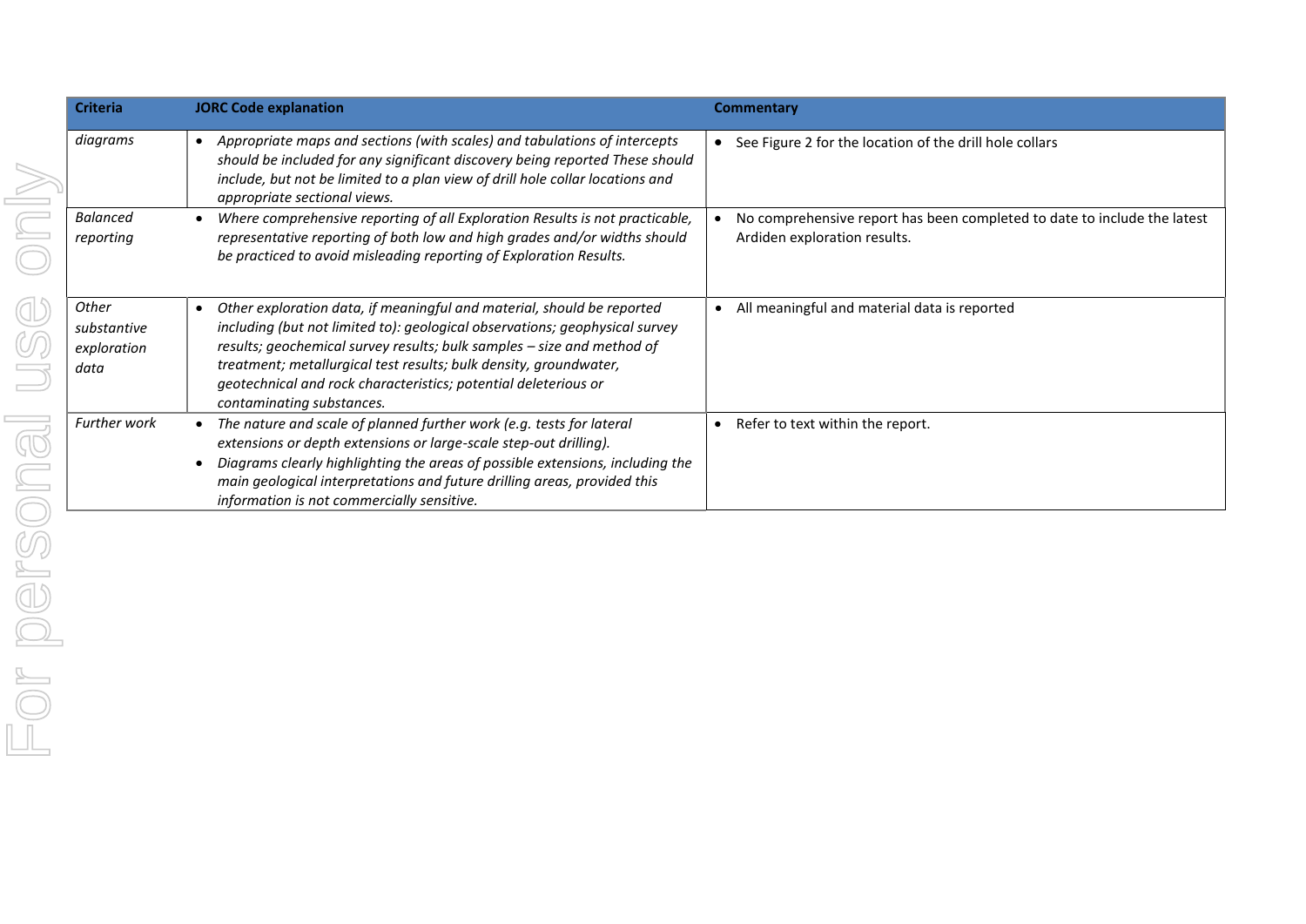| Criteria | JORC Code explanation | Commentary |
|---|---|---|
| *diagrams* | • *Appropriate maps and sections (with scales) and tabulations of intercepts should be included for any significant discovery being reported These should include, but not be limited to a plan view of drill hole collar locations and appropriate sectional views.* | • See Figure 2 for the location of the drill hole collars |
| *Balanced reporting* | • *Where comprehensive reporting of all Exploration Results is not practicable, representative reporting of both low and high grades and/or widths should be practiced to avoid misleading reporting of Exploration Results.* | • No comprehensive report has been completed to date to include the latest Ardiden exploration results. |
| *Other substantive exploration data* | • *Other exploration data, if meaningful and material, should be reported including (but not limited to): geological observations; geophysical survey results; geochemical survey results; bulk samples – size and method of treatment; metallurgical test results; bulk density, groundwater, geotechnical and rock characteristics; potential deleterious or contaminating substances.* | • All meaningful and material data is reported |
| *Further work* | • *The nature and scale of planned further work (e.g. tests for lateral extensions or depth extensions or large-scale step-out drilling).* <br> • *Diagrams clearly highlighting the areas of possible extensions, including the main geological interpretations and future drilling areas, provided this information is not commercially sensitive.* | • Refer to text within the report. |